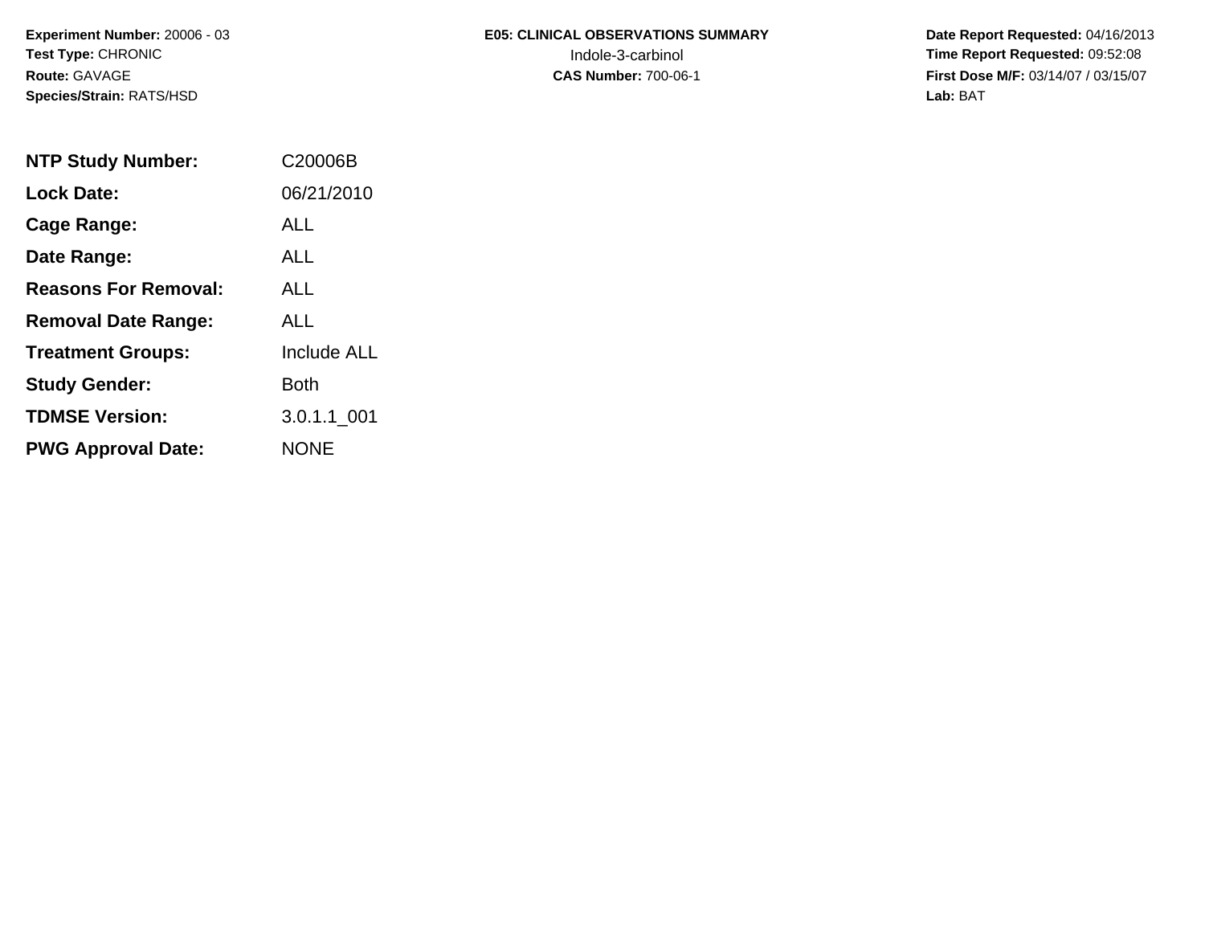**Experiment Number:** 20006 - 03
**Test Type:** CHRONIC
**Route:** GAVAGE
**Species/Strain:** RATS/HSD

**E05: CLINICAL OBSERVATIONS SUMMARY**
Indole-3-carbinol
**CAS Number:** 700-06-1

**Date Report Requested:** 04/16/2013
**Time Report Requested:** 09:52:08
**First Dose M/F:** 03/14/07 / 03/15/07
**Lab:** BAT

| | |
|---|---|
| **NTP Study Number:** | C20006B |
| **Lock Date:** | 06/21/2010 |
| **Cage Range:** | ALL |
| **Date Range:** | ALL |
| **Reasons For Removal:** | ALL |
| **Removal Date Range:** | ALL |
| **Treatment Groups:** | Include ALL |
| **Study Gender:** | Both |
| **TDMSE Version:** | 3.0.1.1_001 |
| **PWG Approval Date:** | NONE |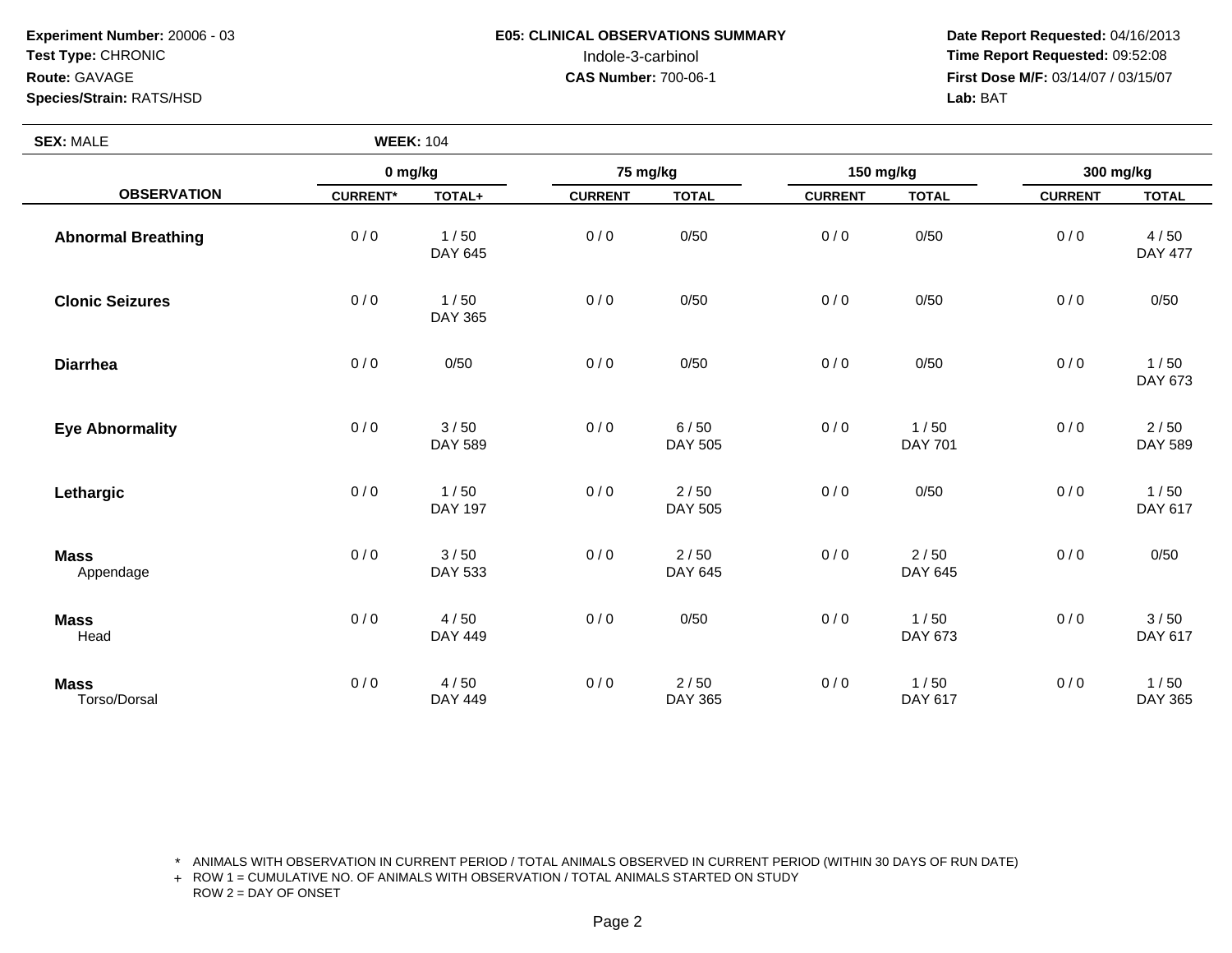**Experiment Number:** 20006 - 03
**Test Type:** CHRONIC
**Route:** GAVAGE
**Species/Strain:** RATS/HSD

**E05: CLINICAL OBSERVATIONS SUMMARY**
Indole-3-carbinol
**CAS Number:** 700-06-1

**Date Report Requested:** 04/16/2013
**Time Report Requested:** 09:52:08
**First Dose M/F:** 03/14/07 / 03/15/07
**Lab:** BAT

**SEX:** MALE **WEEK:** 104

| OBSERVATION | 0 mg/kg | | 75 mg/kg | | 150 mg/kg | | 300 mg/kg | |
|---|---|---|---|---|---|---|---|---|
| | CURRENT* | TOTAL+ | CURRENT | TOTAL | CURRENT | TOTAL | CURRENT | TOTAL |
| **Abnormal Breathing** | 0 / 0 | 1 / 50<br>DAY 645 | 0 / 0 | 0/50 | 0 / 0 | 0/50 | 0 / 0 | 4 / 50<br>DAY 477 |
| **Clonic Seizures** | 0 / 0 | 1 / 50<br>DAY 365 | 0 / 0 | 0/50 | 0 / 0 | 0/50 | 0 / 0 | 0/50 |
| **Diarrhea** | 0 / 0 | 0/50 | 0 / 0 | 0/50 | 0 / 0 | 0/50 | 0 / 0 | 1 / 50<br>DAY 673 |
| **Eye Abnormality** | 0 / 0 | 3 / 50<br>DAY 589 | 0 / 0 | 6 / 50<br>DAY 505 | 0 / 0 | 1 / 50<br>DAY 701 | 0 / 0 | 2 / 50<br>DAY 589 |
| **Lethargic** | 0 / 0 | 1 / 50<br>DAY 197 | 0 / 0 | 2 / 50<br>DAY 505 | 0 / 0 | 0/50 | 0 / 0 | 1 / 50<br>DAY 617 |
| **Mass**<br>Appendage | 0 / 0 | 3 / 50<br>DAY 533 | 0 / 0 | 2 / 50<br>DAY 645 | 0 / 0 | 2 / 50<br>DAY 645 | 0 / 0 | 0/50 |
| **Mass**<br>Head | 0 / 0 | 4 / 50<br>DAY 449 | 0 / 0 | 0/50 | 0 / 0 | 1 / 50<br>DAY 673 | 0 / 0 | 3 / 50<br>DAY 617 |
| **Mass**<br>Torso/Dorsal | 0 / 0 | 4 / 50<br>DAY 449 | 0 / 0 | 2 / 50<br>DAY 365 | 0 / 0 | 1 / 50<br>DAY 617 | 0 / 0 | 1 / 50<br>DAY 365 |

\* ANIMALS WITH OBSERVATION IN CURRENT PERIOD / TOTAL ANIMALS OBSERVED IN CURRENT PERIOD (WITHIN 30 DAYS OF RUN DATE)
\+ ROW 1 = CUMULATIVE NO. OF ANIMALS WITH OBSERVATION / TOTAL ANIMALS STARTED ON STUDY
ROW 2 = DAY OF ONSET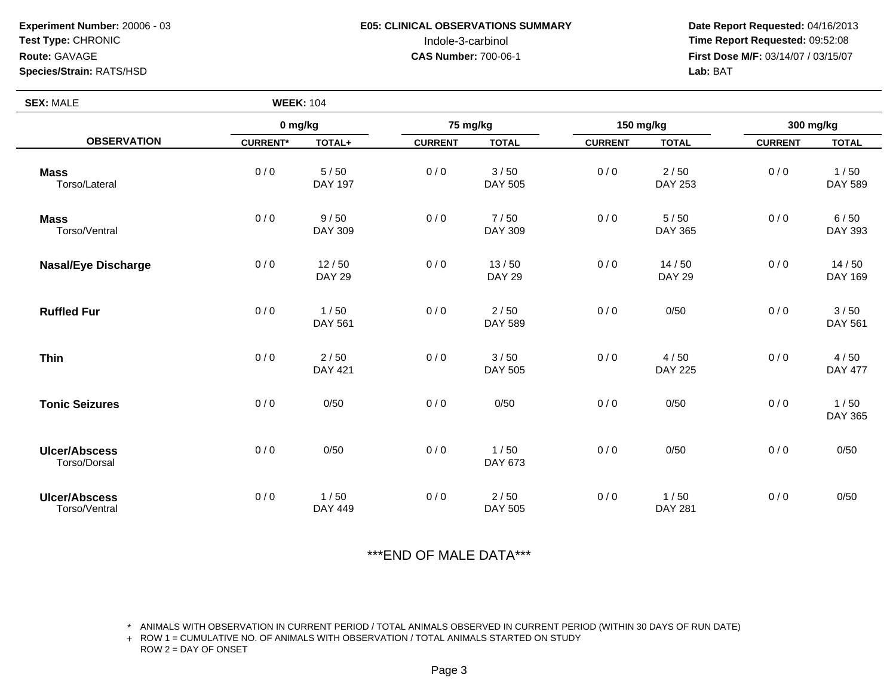**Experiment Number:** 20006 - 03
**Test Type:** CHRONIC
**Route:** GAVAGE
**Species/Strain:** RATS/HSD

**E05: CLINICAL OBSERVATIONS SUMMARY**
Indole-3-carbinol
**CAS Number:** 700-06-1

**Date Report Requested:** 04/16/2013
**Time Report Requested:** 09:52:08
**First Dose M/F:** 03/14/07 / 03/15/07
**Lab:** BAT

**SEX:** MALE **WEEK:** 104

| OBSERVATION | 0 mg/kg | | 75 mg/kg | | 150 mg/kg | | 300 mg/kg | |
|---|---|---|---|---|---|---|---|---|
| | CURRENT* | TOTAL+ | CURRENT | TOTAL | CURRENT | TOTAL | CURRENT | TOTAL |
| **Mass** Torso/Lateral | 0 / 0 | 5 / 50 DAY 197 | 0 / 0 | 3 / 50 DAY 505 | 0 / 0 | 2 / 50 DAY 253 | 0 / 0 | 1 / 50 DAY 589 |
| **Mass** Torso/Ventral | 0 / 0 | 9 / 50 DAY 309 | 0 / 0 | 7 / 50 DAY 309 | 0 / 0 | 5 / 50 DAY 365 | 0 / 0 | 6 / 50 DAY 393 |
| **Nasal/Eye Discharge** | 0 / 0 | 12 / 50 DAY 29 | 0 / 0 | 13 / 50 DAY 29 | 0 / 0 | 14 / 50 DAY 29 | 0 / 0 | 14 / 50 DAY 169 |
| **Ruffled Fur** | 0 / 0 | 1 / 50 DAY 561 | 0 / 0 | 2 / 50 DAY 589 | 0 / 0 | 0/50 | 0 / 0 | 3 / 50 DAY 561 |
| **Thin** | 0 / 0 | 2 / 50 DAY 421 | 0 / 0 | 3 / 50 DAY 505 | 0 / 0 | 4 / 50 DAY 225 | 0 / 0 | 4 / 50 DAY 477 |
| **Tonic Seizures** | 0 / 0 | 0/50 | 0 / 0 | 0/50 | 0 / 0 | 0/50 | 0 / 0 | 1 / 50 DAY 365 |
| **Ulcer/Abscess** Torso/Dorsal | 0 / 0 | 0/50 | 0 / 0 | 1 / 50 DAY 673 | 0 / 0 | 0/50 | 0 / 0 | 0/50 |
| **Ulcer/Abscess** Torso/Ventral | 0 / 0 | 1 / 50 DAY 449 | 0 / 0 | 2 / 50 DAY 505 | 0 / 0 | 1 / 50 DAY 281 | 0 / 0 | 0/50 |

***END OF MALE DATA***

\* ANIMALS WITH OBSERVATION IN CURRENT PERIOD / TOTAL ANIMALS OBSERVED IN CURRENT PERIOD (WITHIN 30 DAYS OF RUN DATE)
+ ROW 1 = CUMULATIVE NO. OF ANIMALS WITH OBSERVATION / TOTAL ANIMALS STARTED ON STUDY
ROW 2 = DAY OF ONSET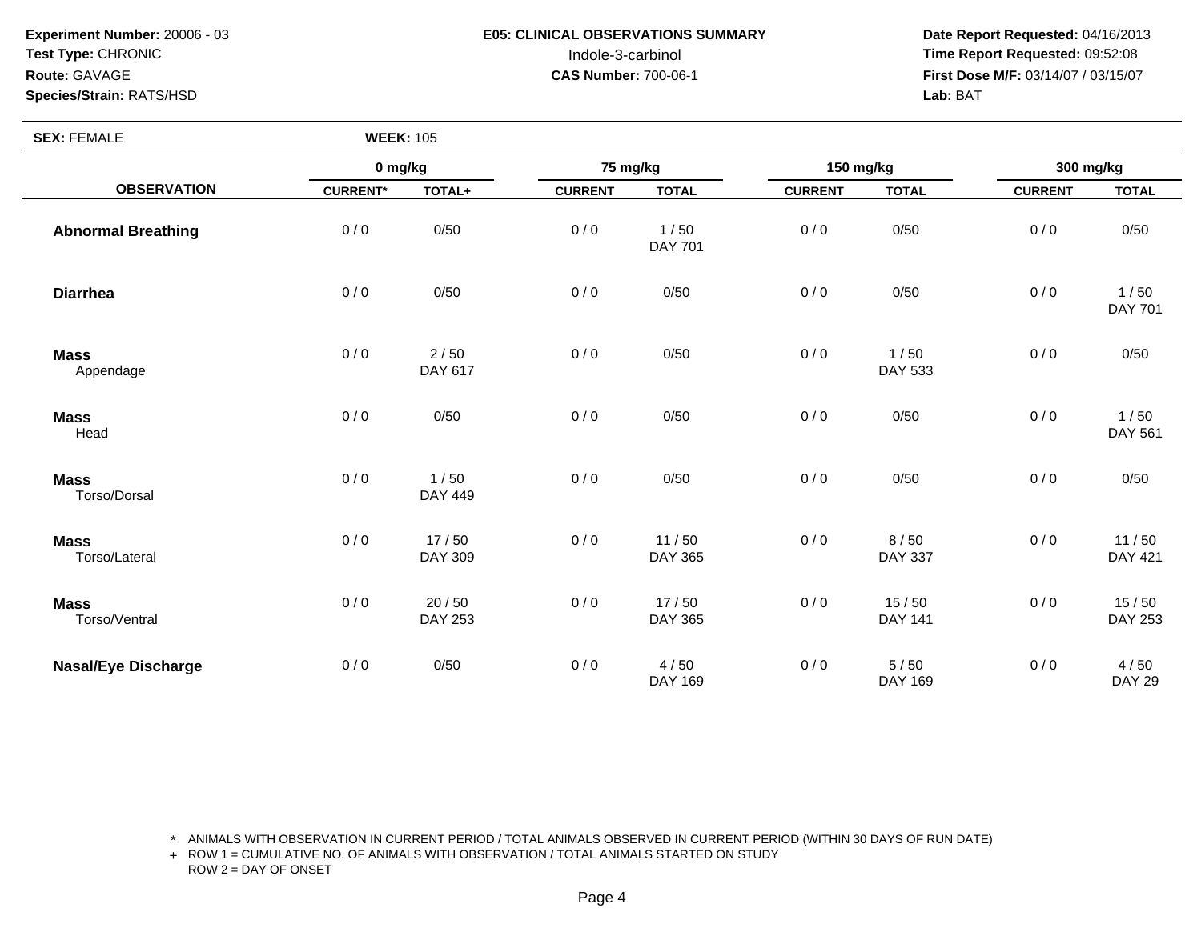**Experiment Number:** 20006 - 03
**Test Type:** CHRONIC
**Route:** GAVAGE
**Species/Strain:** RATS/HSD

**E05: CLINICAL OBSERVATIONS SUMMARY**
Indole-3-carbinol
**CAS Number:** 700-06-1

**Date Report Requested:** 04/16/2013
**Time Report Requested:** 09:52:08
**First Dose M/F:** 03/14/07 / 03/15/07
**Lab:** BAT

**SEX:** FEMALE **WEEK:** 105

| OBSERVATION | 0 mg/kg | | 75 mg/kg | | 150 mg/kg | | 300 mg/kg | |
|---|---|---|---|---|---|---|---|---|
| | CURRENT* | TOTAL+ | CURRENT | TOTAL | CURRENT | TOTAL | CURRENT | TOTAL |
| **Abnormal Breathing** | 0 / 0 | 0/50 | 0 / 0 | 1 / 50<br>DAY 701 | 0 / 0 | 0/50 | 0 / 0 | 0/50 |
| **Diarrhea** | 0 / 0 | 0/50 | 0 / 0 | 0/50 | 0 / 0 | 0/50 | 0 / 0 | 1 / 50<br>DAY 701 |
| **Mass**<br>Appendage | 0 / 0 | 2 / 50<br>DAY 617 | 0 / 0 | 0/50 | 0 / 0 | 1 / 50<br>DAY 533 | 0 / 0 | 0/50 |
| **Mass**<br>Head | 0 / 0 | 0/50 | 0 / 0 | 0/50 | 0 / 0 | 0/50 | 0 / 0 | 1 / 50<br>DAY 561 |
| **Mass**<br>Torso/Dorsal | 0 / 0 | 1 / 50<br>DAY 449 | 0 / 0 | 0/50 | 0 / 0 | 0/50 | 0 / 0 | 0/50 |
| **Mass**<br>Torso/Lateral | 0 / 0 | 17 / 50<br>DAY 309 | 0 / 0 | 11 / 50<br>DAY 365 | 0 / 0 | 8 / 50<br>DAY 337 | 0 / 0 | 11 / 50<br>DAY 421 |
| **Mass**<br>Torso/Ventral | 0 / 0 | 20 / 50<br>DAY 253 | 0 / 0 | 17 / 50<br>DAY 365 | 0 / 0 | 15 / 50<br>DAY 141 | 0 / 0 | 15 / 50<br>DAY 253 |
| **Nasal/Eye Discharge** | 0 / 0 | 0/50 | 0 / 0 | 4 / 50<br>DAY 169 | 0 / 0 | 5 / 50<br>DAY 169 | 0 / 0 | 4 / 50<br>DAY 29 |

\* ANIMALS WITH OBSERVATION IN CURRENT PERIOD / TOTAL ANIMALS OBSERVED IN CURRENT PERIOD (WITHIN 30 DAYS OF RUN DATE)
+ ROW 1 = CUMULATIVE NO. OF ANIMALS WITH OBSERVATION / TOTAL ANIMALS STARTED ON STUDY
ROW 2 = DAY OF ONSET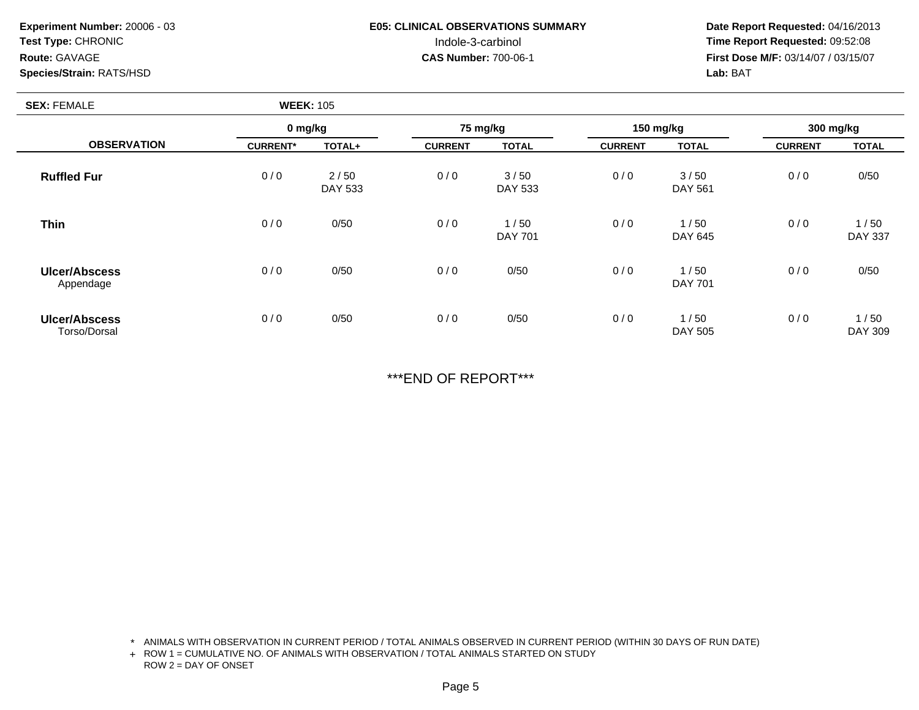**Experiment Number:** 20006 - 03
**Test Type:** CHRONIC
**Route:** GAVAGE
**Species/Strain:** RATS/HSD

**E05: CLINICAL OBSERVATIONS SUMMARY**
Indole-3-carbinol
**CAS Number:** 700-06-1

**Date Report Requested:** 04/16/2013
**Time Report Requested:** 09:52:08
**First Dose M/F:** 03/14/07 / 03/15/07
**Lab:** BAT

**SEX:** FEMALE **WEEK:** 105

| OBSERVATION | 0 mg/kg | | 75 mg/kg | | 150 mg/kg | | 300 mg/kg | |
|---|---|---|---|---|---|---|---|---|
| | CURRENT* | TOTAL+ | CURRENT | TOTAL | CURRENT | TOTAL | CURRENT | TOTAL |
| **Ruffled Fur** | 0 / 0 | 2 / 50<br>DAY 533 | 0 / 0 | 3 / 50<br>DAY 533 | 0 / 0 | 3 / 50<br>DAY 561 | 0 / 0 | 0/50 |
| **Thin** | 0 / 0 | 0/50 | 0 / 0 | 1 / 50<br>DAY 701 | 0 / 0 | 1 / 50<br>DAY 645 | 0 / 0 | 1 / 50<br>DAY 337 |
| **Ulcer/Abscess**<br>Appendage | 0 / 0 | 0/50 | 0 / 0 | 0/50 | 0 / 0 | 1 / 50<br>DAY 701 | 0 / 0 | 0/50 |
| **Ulcer/Abscess**<br>Torso/Dorsal | 0 / 0 | 0/50 | 0 / 0 | 0/50 | 0 / 0 | 1 / 50<br>DAY 505 | 0 / 0 | 1 / 50<br>DAY 309 |

***END OF REPORT***

\* ANIMALS WITH OBSERVATION IN CURRENT PERIOD / TOTAL ANIMALS OBSERVED IN CURRENT PERIOD (WITHIN 30 DAYS OF RUN DATE)
+ ROW 1 = CUMULATIVE NO. OF ANIMALS WITH OBSERVATION / TOTAL ANIMALS STARTED ON STUDY
ROW 2 = DAY OF ONSET